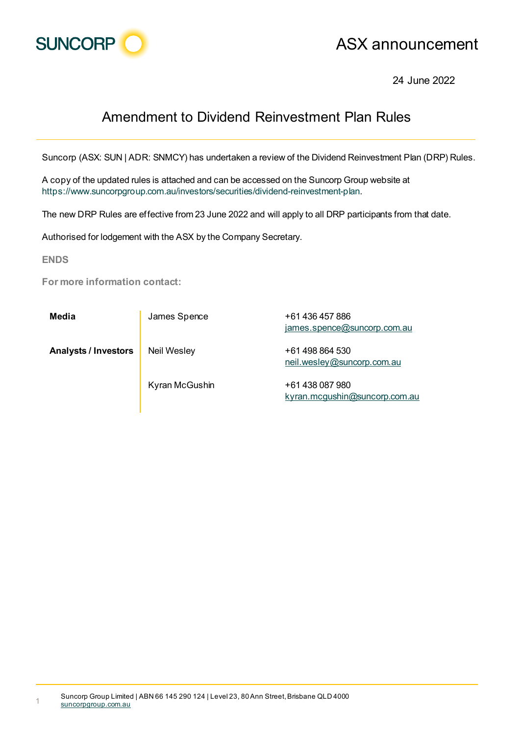SUNCORP

ASX announcement

24 June 2022

# Amendment to Dividend Reinvestment Plan Rules

Suncorp (ASX: SUN | ADR: SNMCY) has undertaken a review of the Dividend Reinvestment Plan (DRP) Rules.

A copy of the updated rules is attached and can be accessed on the Suncorp Group website at https://www.suncorpgroup.com.au/investors/securities/dividend-reinvestment-plan.

The new DRP Rules are effective from 23 June 2022 and will apply to all DRP participants from that date.

Authorised for lodgement with the ASX by the Company Secretary.

**ENDS**

**For more information contact:**

| | | |
|---|---|---|
| **Media** | James Spence | +61 436 457 886<br>james.spence@suncorp.com.au |
| **Analysts / Investors** | Neil Wesley | +61 498 864 530<br>neil.wesley@suncorp.com.au |
| | Kyran McGushin | +61 438 087 980<br>kyran.mcgushin@suncorp.com.au |

Suncorp Group Limited | ABN 66 145 290 124 | Level 23, 80 Ann Street, Brisbane QLD 4000
suncorpgroup.com.au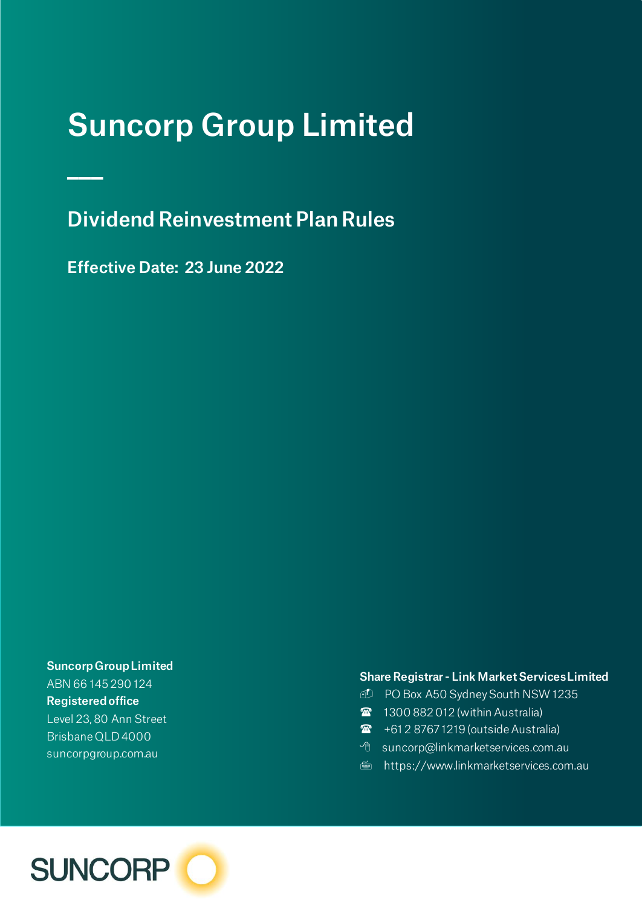# Suncorp Group Limited

## Dividend Reinvestment Plan Rules

**Effective Date: 23 June 2022**

**Suncorp Group Limited**
ABN 66 145 290 124
**Registered office**
Level 23, 80 Ann Street
Brisbane QLD 4000
suncorpgroup.com.au

**Share Registrar - Link Market Services Limited**
PO Box A50 Sydney South NSW 1235
1300 882 012 (within Australia)
+61 2 8767 1219 (outside Australia)
suncorp@linkmarketservices.com.au
https://www.linkmarketservices.com.au

SUNCORP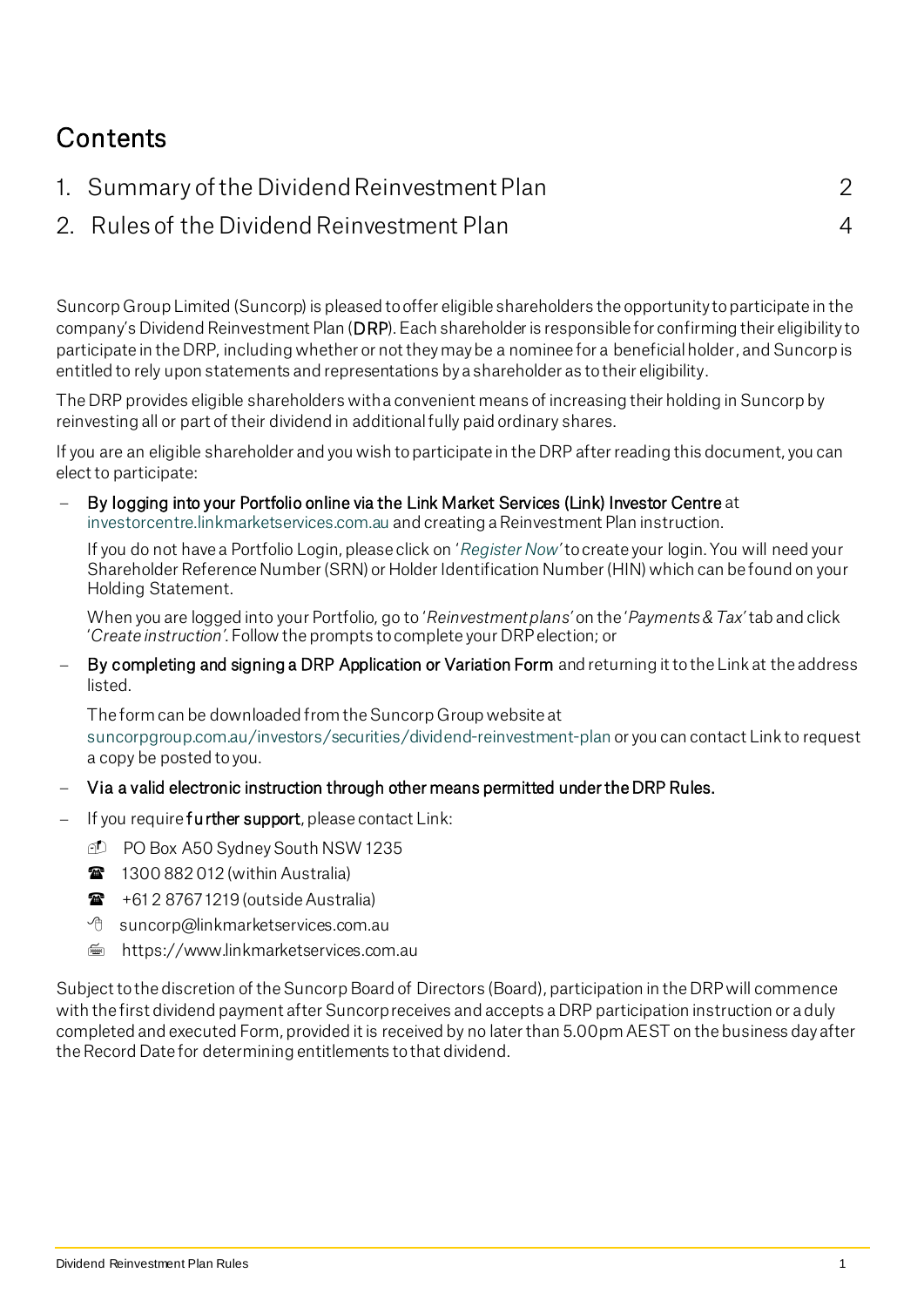# Contents

1. Summary of the Dividend Reinvestment Plan 2
2. Rules of the Dividend Reinvestment Plan 4

Suncorp Group Limited (Suncorp) is pleased to offer eligible shareholders the opportunity to participate in the company's Dividend Reinvestment Plan (**DRP**). Each shareholder is responsible for confirming their eligibility to participate in the DRP, including whether or not they may be a nominee for a beneficial holder, and Suncorp is entitled to rely upon statements and representations by a shareholder as to their eligibility.

The DRP provides eligible shareholders with a convenient means of increasing their holding in Suncorp by reinvesting all or part of their dividend in additional fully paid ordinary shares.

If you are an eligible shareholder and you wish to participate in the DRP after reading this document, you can elect to participate:

- **By logging into your Portfolio online via the Link Market Services (Link) Investor Centre** at investorcentre.linkmarketservices.com.au and creating a Reinvestment Plan instruction.

  If you do not have a Portfolio Login, please click on '*Register Now*' to create your login. You will need your Shareholder Reference Number (SRN) or Holder Identification Number (HIN) which can be found on your Holding Statement.

  When you are logged into your Portfolio, go to '*Reinvestment plans*' on the '*Payments & Tax*' tab and click '*Create instruction*'. Follow the prompts to complete your DRP election; or

- **By completing and signing a DRP Application or Variation Form** and returning it to the Link at the address listed.

  The form can be downloaded from the Suncorp Group website at suncorpgroup.com.au/investors/securities/dividend-reinvestment-plan or you can contact Link to request a copy be posted to you.

- **Via a valid electronic instruction through other means permitted under the DRP Rules.**

- If you require **further support**, please contact Link:
  - PO Box A50 Sydney South NSW 1235
  - 1300 882 012 (within Australia)
  - +61 2 8767 1219 (outside Australia)
  - suncorp@linkmarketservices.com.au
  - https://www.linkmarketservices.com.au

Subject to the discretion of the Suncorp Board of Directors (Board), participation in the DRP will commence with the first dividend payment after Suncorp receives and accepts a DRP participation instruction or a duly completed and executed Form, provided it is received by no later than 5.00pm AEST on the business day after the Record Date for determining entitlements to that dividend.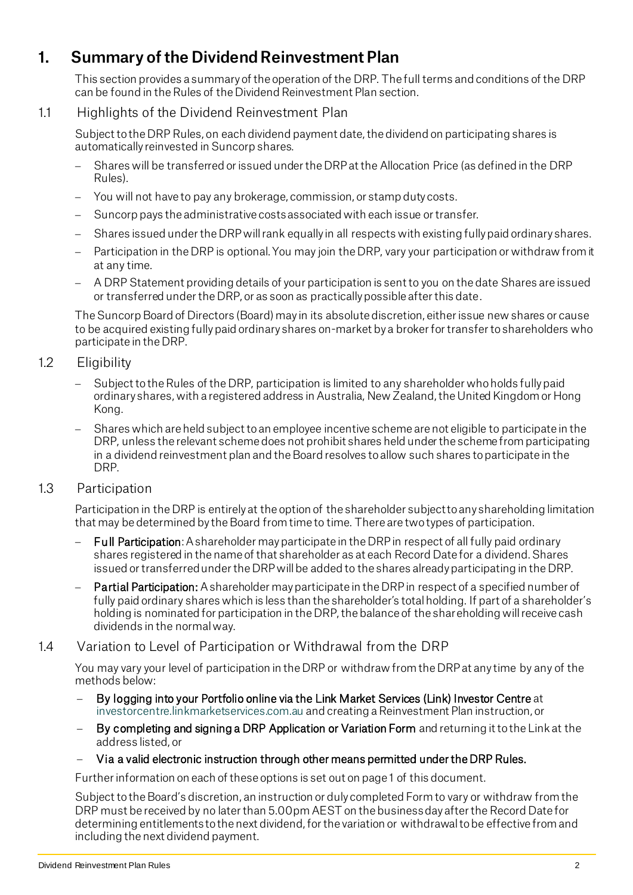# 1. Summary of the Dividend Reinvestment Plan

This section provides a summary of the operation of the DRP. The full terms and conditions of the DRP can be found in the Rules of the Dividend Reinvestment Plan section.

## 1.1 Highlights of the Dividend Reinvestment Plan

Subject to the DRP Rules, on each dividend payment date, the dividend on participating shares is automatically reinvested in Suncorp shares.

- Shares will be transferred or issued under the DRP at the Allocation Price (as defined in the DRP Rules).
- You will not have to pay any brokerage, commission, or stamp duty costs.
- Suncorp pays the administrative costs associated with each issue or transfer.
- Shares issued under the DRP will rank equally in all respects with existing fully paid ordinary shares.
- Participation in the DRP is optional. You may join the DRP, vary your participation or withdraw from it at any time.
- A DRP Statement providing details of your participation is sent to you on the date Shares are issued or transferred under the DRP, or as soon as practically possible after this date.

The Suncorp Board of Directors (Board) may in its absolute discretion, either issue new shares or cause to be acquired existing fully paid ordinary shares on-market by a broker for transfer to shareholders who participate in the DRP.

## 1.2 Eligibility

- Subject to the Rules of the DRP, participation is limited to any shareholder who holds fully paid ordinary shares, with a registered address in Australia, New Zealand, the United Kingdom or Hong Kong.
- Shares which are held subject to an employee incentive scheme are not eligible to participate in the DRP, unless the relevant scheme does not prohibit shares held under the scheme from participating in a dividend reinvestment plan and the Board resolves to allow such shares to participate in the DRP.

## 1.3 Participation

Participation in the DRP is entirely at the option of the shareholder subject to any shareholding limitation that may be determined by the Board from time to time. There are two types of participation.

- **Full Participation**: A shareholder may participate in the DRP in respect of all fully paid ordinary shares registered in the name of that shareholder as at each Record Date for a dividend. Shares issued or transferred under the DRP will be added to the shares already participating in the DRP.
- **Partial Participation:** A shareholder may participate in the DRP in respect of a specified number of fully paid ordinary shares which is less than the shareholder's total holding. If part of a shareholder's holding is nominated for participation in the DRP, the balance of the shareholding will receive cash dividends in the normal way.

## 1.4 Variation to Level of Participation or Withdrawal from the DRP

You may vary your level of participation in the DRP or withdraw from the DRP at any time by any of the methods below:

- **By logging into your Portfolio online via the Link Market Services (Link) Investor Centre** at investorcentre.linkmarketservices.com.au and creating a Reinvestment Plan instruction, or
- **By completing and signing a DRP Application or Variation Form** and returning it to the Link at the address listed, or
- **Via a valid electronic instruction through other means permitted under the DRP Rules.**

Further information on each of these options is set out on page 1 of this document.

Subject to the Board's discretion, an instruction or duly completed Form to vary or withdraw from the DRP must be received by no later than 5.00pm AEST on the business day after the Record Date for determining entitlements to the next dividend, for the variation or withdrawal to be effective from and including the next dividend payment.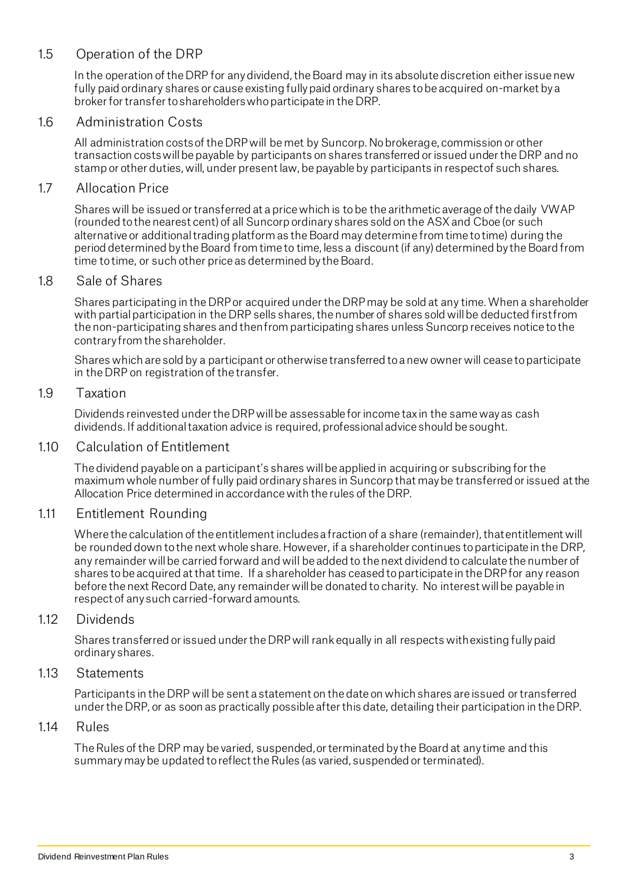## 1.5 Operation of the DRP

In the operation of the DRP for any dividend, the Board may in its absolute discretion either issue new fully paid ordinary shares or cause existing fully paid ordinary shares to be acquired on-market by a broker for transfer to shareholders who participate in the DRP.

## 1.6 Administration Costs

All administration costs of the DRP will be met by Suncorp. No brokerage, commission or other transaction costs will be payable by participants on shares transferred or issued under the DRP and no stamp or other duties, will, under present law, be payable by participants in respect of such shares.

## 1.7 Allocation Price

Shares will be issued or transferred at a price which is to be the arithmetic average of the daily VWAP (rounded to the nearest cent) of all Suncorp ordinary shares sold on the ASX and Cboe (or such alternative or additional trading platform as the Board may determine from time to time) during the period determined by the Board from time to time, less a discount (if any) determined by the Board from time to time, or such other price as determined by the Board.

## 1.8 Sale of Shares

Shares participating in the DRP or acquired under the DRP may be sold at any time. When a shareholder with partial participation in the DRP sells shares, the number of shares sold will be deducted first from the non-participating shares and then from participating shares unless Suncorp receives notice to the contrary from the shareholder.

Shares which are sold by a participant or otherwise transferred to a new owner will cease to participate in the DRP on registration of the transfer.

## 1.9 Taxation

Dividends reinvested under the DRP will be assessable for income tax in the same way as cash dividends. If additional taxation advice is required, professional advice should be sought.

## 1.10 Calculation of Entitlement

The dividend payable on a participant's shares will be applied in acquiring or subscribing for the maximum whole number of fully paid ordinary shares in Suncorp that may be transferred or issued at the Allocation Price determined in accordance with the rules of the DRP.

## 1.11 Entitlement Rounding

Where the calculation of the entitlement includes a fraction of a share (remainder), that entitlement will be rounded down to the next whole share. However, if a shareholder continues to participate in the DRP, any remainder will be carried forward and will be added to the next dividend to calculate the number of shares to be acquired at that time. If a shareholder has ceased to participate in the DRP for any reason before the next Record Date, any remainder will be donated to charity. No interest will be payable in respect of any such carried-forward amounts.

## 1.12 Dividends

Shares transferred or issued under the DRP will rank equally in all respects with existing fully paid ordinary shares.

## 1.13 Statements

Participants in the DRP will be sent a statement on the date on which shares are issued or transferred under the DRP, or as soon as practically possible after this date, detailing their participation in the DRP.

## 1.14 Rules

The Rules of the DRP may be varied, suspended, or terminated by the Board at any time and this summary may be updated to reflect the Rules (as varied, suspended or terminated).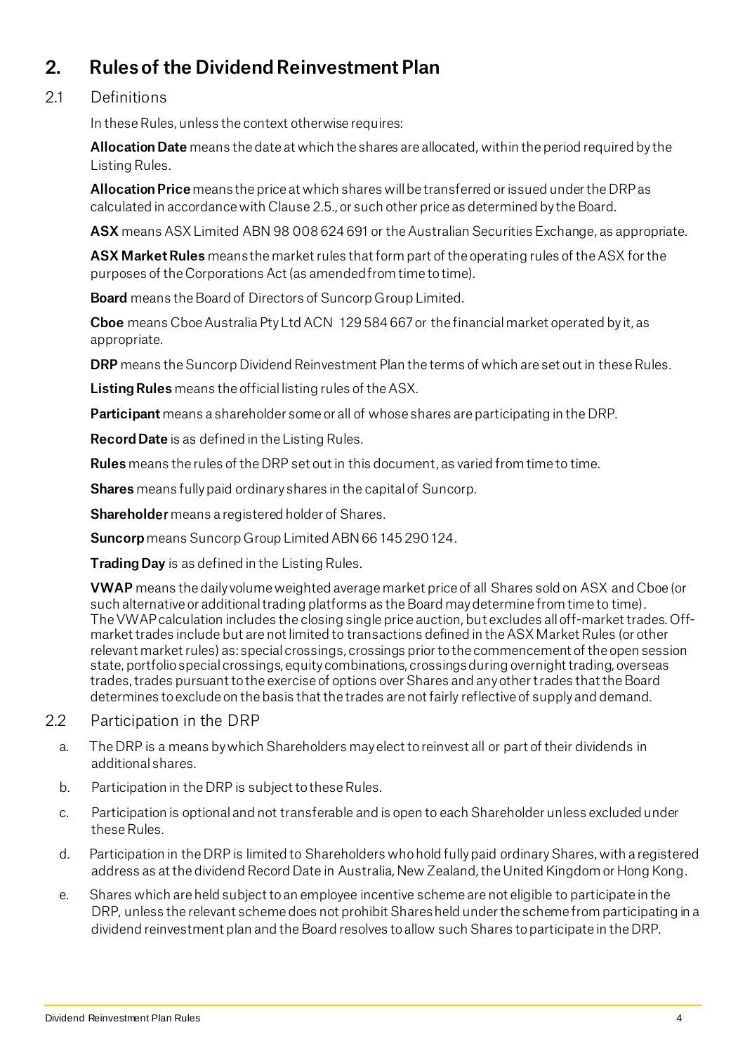## 2. Rules of the Dividend Reinvestment Plan

### 2.1 Definitions

In these Rules, unless the context otherwise requires:

**Allocation Date** means the date at which the shares are allocated, within the period required by the Listing Rules.

**Allocation Price** means the price at which shares will be transferred or issued under the DRP as calculated in accordance with Clause 2.5., or such other price as determined by the Board.

**ASX** means ASX Limited ABN 98 008 624 691 or the Australian Securities Exchange, as appropriate.

**ASX Market Rules** means the market rules that form part of the operating rules of the ASX for the purposes of the Corporations Act (as amended from time to time).

**Board** means the Board of Directors of Suncorp Group Limited.

**Cboe** means Cboe Australia Pty Ltd ACN 129 584 667 or the financial market operated by it, as appropriate.

**DRP** means the Suncorp Dividend Reinvestment Plan the terms of which are set out in these Rules.

**Listing Rules** means the official listing rules of the ASX.

**Participant** means a shareholder some or all of whose shares are participating in the DRP.

**Record Date** is as defined in the Listing Rules.

**Rules** means the rules of the DRP set out in this document, as varied from time to time.

**Shares** means fully paid ordinary shares in the capital of Suncorp.

**Shareholder** means a registered holder of Shares.

**Suncorp** means Suncorp Group Limited ABN 66 145 290 124.

**Trading Day** is as defined in the Listing Rules.

**VWAP** means the daily volume weighted average market price of all Shares sold on ASX and Cboe (or such alternative or additional trading platforms as the Board may determine from time to time). The VWAP calculation includes the closing single price auction, but excludes all off-market trades. Off-market trades include but are not limited to transactions defined in the ASX Market Rules (or other relevant market rules) as: special crossings, crossings prior to the commencement of the open session state, portfolio special crossings, equity combinations, crossings during overnight trading, overseas trades, trades pursuant to the exercise of options over Shares and any other trades that the Board determines to exclude on the basis that the trades are not fairly reflective of supply and demand.

### 2.2 Participation in the DRP

a. The DRP is a means by which Shareholders may elect to reinvest all or part of their dividends in additional shares.

b. Participation in the DRP is subject to these Rules.

c. Participation is optional and not transferable and is open to each Shareholder unless excluded under these Rules.

d. Participation in the DRP is limited to Shareholders who hold fully paid ordinary Shares, with a registered address as at the dividend Record Date in Australia, New Zealand, the United Kingdom or Hong Kong.

e. Shares which are held subject to an employee incentive scheme are not eligible to participate in the DRP, unless the relevant scheme does not prohibit Shares held under the scheme from participating in a dividend reinvestment plan and the Board resolves to allow such Shares to participate in the DRP.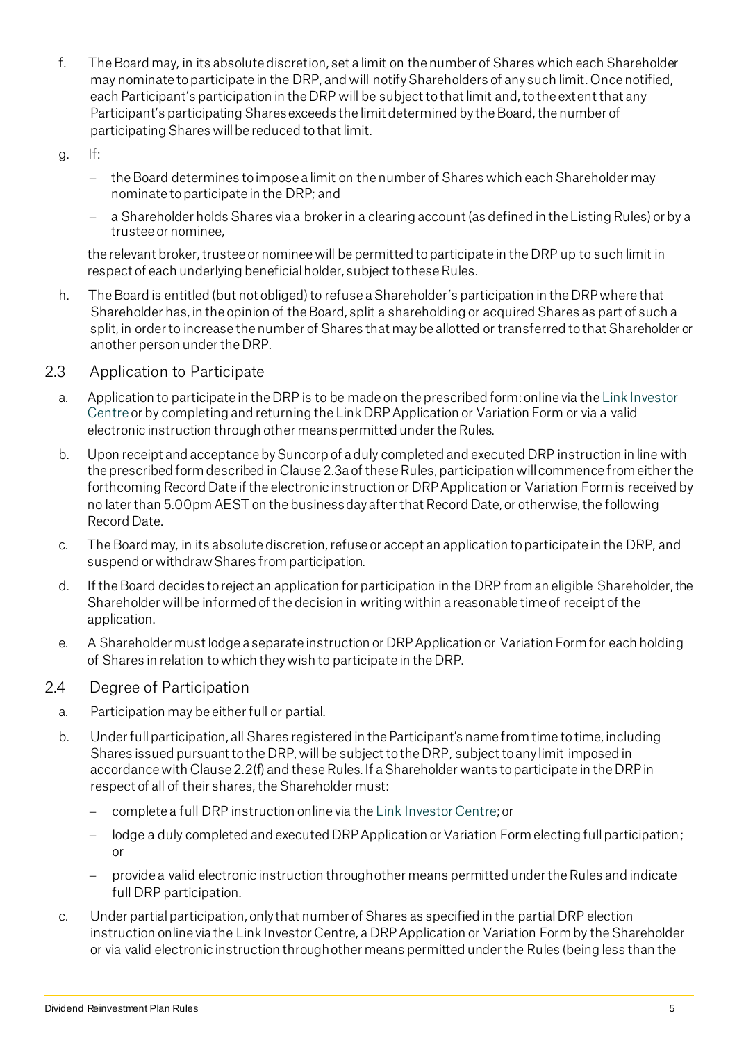f. The Board may, in its absolute discretion, set a limit on the number of Shares which each Shareholder may nominate to participate in the DRP, and will notify Shareholders of any such limit. Once notified, each Participant's participation in the DRP will be subject to that limit and, to the extent that any Participant's participating Shares exceeds the limit determined by the Board, the number of participating Shares will be reduced to that limit.

g. If:

   - the Board determines to impose a limit on the number of Shares which each Shareholder may nominate to participate in the DRP; and
   - a Shareholder holds Shares via a broker in a clearing account (as defined in the Listing Rules) or by a trustee or nominee,

   the relevant broker, trustee or nominee will be permitted to participate in the DRP up to such limit in respect of each underlying beneficial holder, subject to these Rules.

h. The Board is entitled (but not obliged) to refuse a Shareholder's participation in the DRP where that Shareholder has, in the opinion of the Board, split a shareholding or acquired Shares as part of such a split, in order to increase the number of Shares that may be allotted or transferred to that Shareholder or another person under the DRP.

## 2.3 Application to Participate

a. Application to participate in the DRP is to be made on the prescribed form: online via the Link Investor Centre or by completing and returning the Link DRP Application or Variation Form or via a valid electronic instruction through other means permitted under the Rules.

b. Upon receipt and acceptance by Suncorp of a duly completed and executed DRP instruction in line with the prescribed form described in Clause 2.3a of these Rules, participation will commence from either the forthcoming Record Date if the electronic instruction or DRP Application or Variation Form is received by no later than 5.00pm AEST on the business day after that Record Date, or otherwise, the following Record Date.

c. The Board may, in its absolute discretion, refuse or accept an application to participate in the DRP, and suspend or withdraw Shares from participation.

d. If the Board decides to reject an application for participation in the DRP from an eligible Shareholder, the Shareholder will be informed of the decision in writing within a reasonable time of receipt of the application.

e. A Shareholder must lodge a separate instruction or DRP Application or Variation Form for each holding of Shares in relation to which they wish to participate in the DRP.

## 2.4 Degree of Participation

a. Participation may be either full or partial.

b. Under full participation, all Shares registered in the Participant's name from time to time, including Shares issued pursuant to the DRP, will be subject to the DRP, subject to any limit imposed in accordance with Clause 2.2(f) and these Rules. If a Shareholder wants to participate in the DRP in respect of all of their shares, the Shareholder must:

   - complete a full DRP instruction online via the Link Investor Centre; or
   - lodge a duly completed and executed DRP Application or Variation Form electing full participation; or
   - provide a valid electronic instruction through other means permitted under the Rules and indicate full DRP participation.

c. Under partial participation, only that number of Shares as specified in the partial DRP election instruction online via the Link Investor Centre, a DRP Application or Variation Form by the Shareholder or via valid electronic instruction through other means permitted under the Rules (being less than the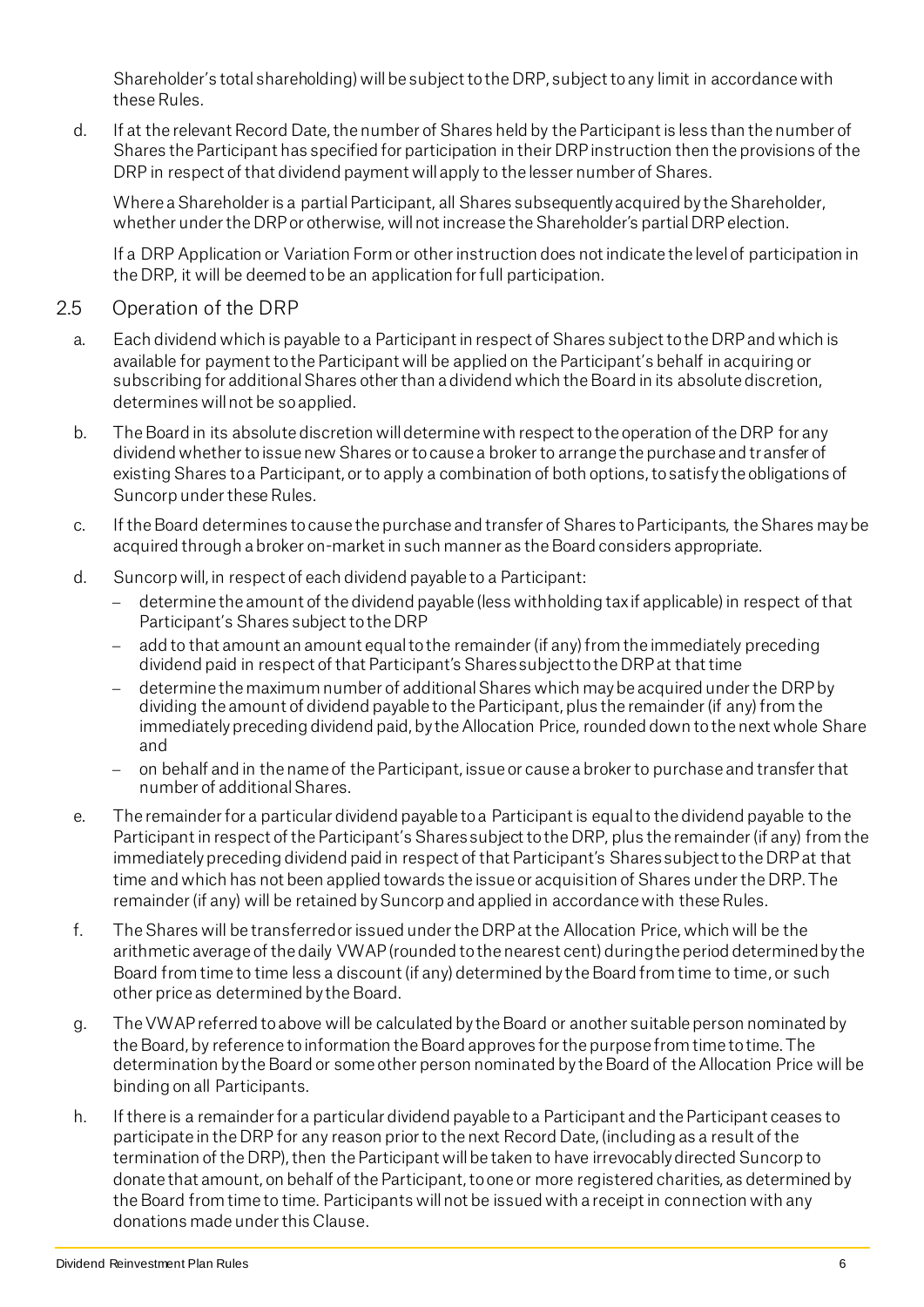Shareholder's total shareholding) will be subject to the DRP, subject to any limit in accordance with these Rules.

d. If at the relevant Record Date, the number of Shares held by the Participant is less than the number of Shares the Participant has specified for participation in their DRP instruction then the provisions of the DRP in respect of that dividend payment will apply to the lesser number of Shares.

   Where a Shareholder is a partial Participant, all Shares subsequently acquired by the Shareholder, whether under the DRP or otherwise, will not increase the Shareholder's partial DRP election.

   If a DRP Application or Variation Form or other instruction does not indicate the level of participation in the DRP, it will be deemed to be an application for full participation.

## 2.5 Operation of the DRP

a. Each dividend which is payable to a Participant in respect of Shares subject to the DRP and which is available for payment to the Participant will be applied on the Participant's behalf in acquiring or subscribing for additional Shares other than a dividend which the Board in its absolute discretion, determines will not be so applied.

b. The Board in its absolute discretion will determine with respect to the operation of the DRP for any dividend whether to issue new Shares or to cause a broker to arrange the purchase and transfer of existing Shares to a Participant, or to apply a combination of both options, to satisfy the obligations of Suncorp under these Rules.

c. If the Board determines to cause the purchase and transfer of Shares to Participants, the Shares may be acquired through a broker on-market in such manner as the Board considers appropriate.

d. Suncorp will, in respect of each dividend payable to a Participant:
   - determine the amount of the dividend payable (less withholding tax if applicable) in respect of that Participant's Shares subject to the DRP
   - add to that amount an amount equal to the remainder (if any) from the immediately preceding dividend paid in respect of that Participant's Shares subject to the DRP at that time
   - determine the maximum number of additional Shares which may be acquired under the DRP by dividing the amount of dividend payable to the Participant, plus the remainder (if any) from the immediately preceding dividend paid, by the Allocation Price, rounded down to the next whole Share and
   - on behalf and in the name of the Participant, issue or cause a broker to purchase and transfer that number of additional Shares.

e. The remainder for a particular dividend payable to a Participant is equal to the dividend payable to the Participant in respect of the Participant's Shares subject to the DRP, plus the remainder (if any) from the immediately preceding dividend paid in respect of that Participant's Shares subject to the DRP at that time and which has not been applied towards the issue or acquisition of Shares under the DRP. The remainder (if any) will be retained by Suncorp and applied in accordance with these Rules.

f. The Shares will be transferred or issued under the DRP at the Allocation Price, which will be the arithmetic average of the daily VWAP (rounded to the nearest cent) during the period determined by the Board from time to time less a discount (if any) determined by the Board from time to time, or such other price as determined by the Board.

g. The VWAP referred to above will be calculated by the Board or another suitable person nominated by the Board, by reference to information the Board approves for the purpose from time to time. The determination by the Board or some other person nominated by the Board of the Allocation Price will be binding on all Participants.

h. If there is a remainder for a particular dividend payable to a Participant and the Participant ceases to participate in the DRP for any reason prior to the next Record Date, (including as a result of the termination of the DRP), then the Participant will be taken to have irrevocably directed Suncorp to donate that amount, on behalf of the Participant, to one or more registered charities, as determined by the Board from time to time. Participants will not be issued with a receipt in connection with any donations made under this Clause.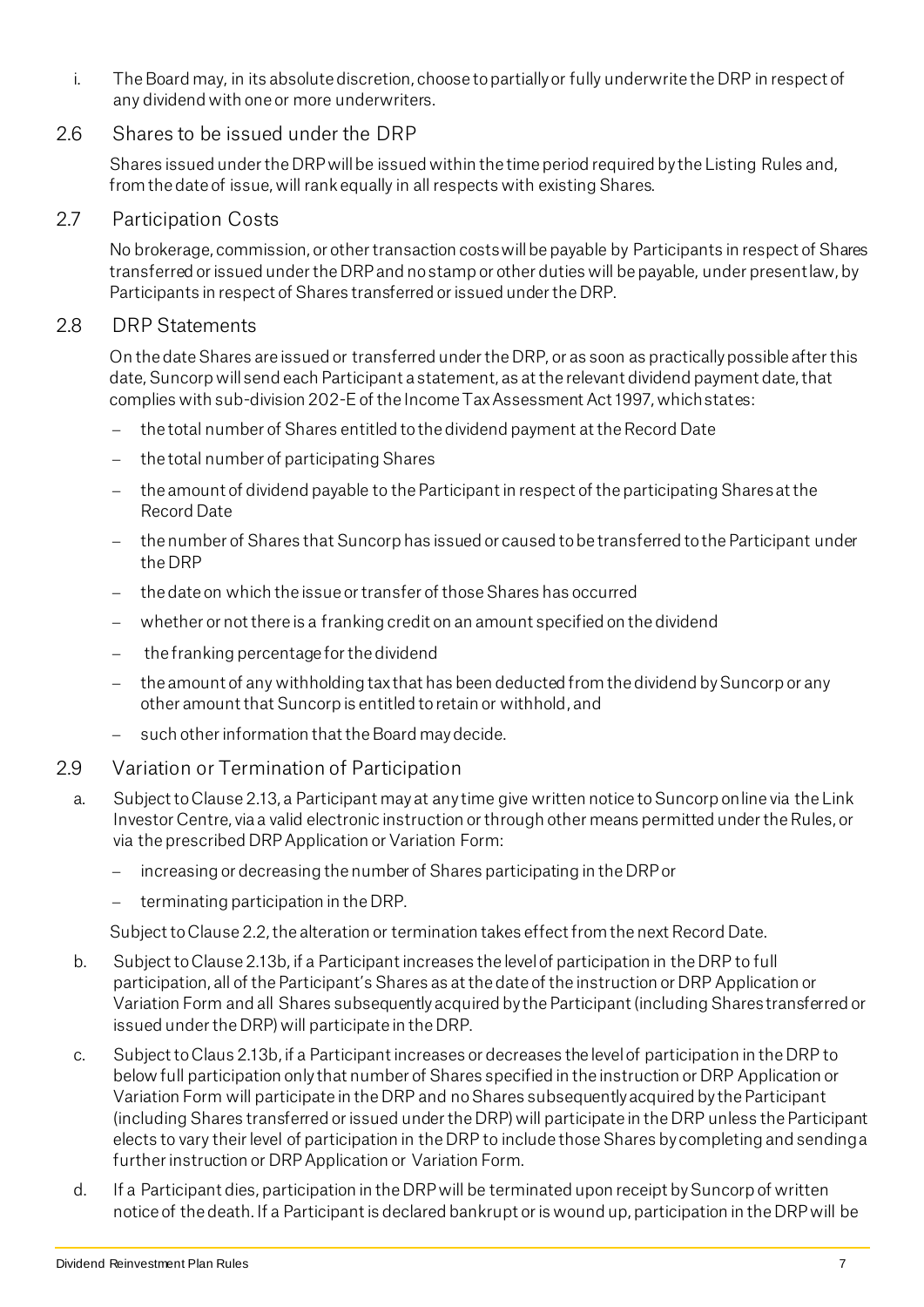i. The Board may, in its absolute discretion, choose to partially or fully underwrite the DRP in respect of any dividend with one or more underwriters.

## 2.6 Shares to be issued under the DRP

Shares issued under the DRP will be issued within the time period required by the Listing Rules and, from the date of issue, will rank equally in all respects with existing Shares.

## 2.7 Participation Costs

No brokerage, commission, or other transaction costs will be payable by Participants in respect of Shares transferred or issued under the DRP and no stamp or other duties will be payable, under present law, by Participants in respect of Shares transferred or issued under the DRP.

## 2.8 DRP Statements

On the date Shares are issued or transferred under the DRP, or as soon as practically possible after this date, Suncorp will send each Participant a statement, as at the relevant dividend payment date, that complies with sub-division 202-E of the Income Tax Assessment Act 1997, which states:

- the total number of Shares entitled to the dividend payment at the Record Date
- the total number of participating Shares
- the amount of dividend payable to the Participant in respect of the participating Shares at the Record Date
- the number of Shares that Suncorp has issued or caused to be transferred to the Participant under the DRP
- the date on which the issue or transfer of those Shares has occurred
- whether or not there is a franking credit on an amount specified on the dividend
- the franking percentage for the dividend
- the amount of any withholding tax that has been deducted from the dividend by Suncorp or any other amount that Suncorp is entitled to retain or withhold, and
- such other information that the Board may decide.

## 2.9 Variation or Termination of Participation

a. Subject to Clause 2.13, a Participant may at any time give written notice to Suncorp online via the Link Investor Centre, via a valid electronic instruction or through other means permitted under the Rules, or via the prescribed DRP Application or Variation Form:

- increasing or decreasing the number of Shares participating in the DRP or
- terminating participation in the DRP.

Subject to Clause 2.2, the alteration or termination takes effect from the next Record Date.

b. Subject to Clause 2.13b, if a Participant increases the level of participation in the DRP to full participation, all of the Participant's Shares as at the date of the instruction or DRP Application or Variation Form and all Shares subsequently acquired by the Participant (including Shares transferred or issued under the DRP) will participate in the DRP.

c. Subject to Claus 2.13b, if a Participant increases or decreases the level of participation in the DRP to below full participation only that number of Shares specified in the instruction or DRP Application or Variation Form will participate in the DRP and no Shares subsequently acquired by the Participant (including Shares transferred or issued under the DRP) will participate in the DRP unless the Participant elects to vary their level of participation in the DRP to include those Shares by completing and sending a further instruction or DRP Application or Variation Form.

d. If a Participant dies, participation in the DRP will be terminated upon receipt by Suncorp of written notice of the death. If a Participant is declared bankrupt or is wound up, participation in the DRP will be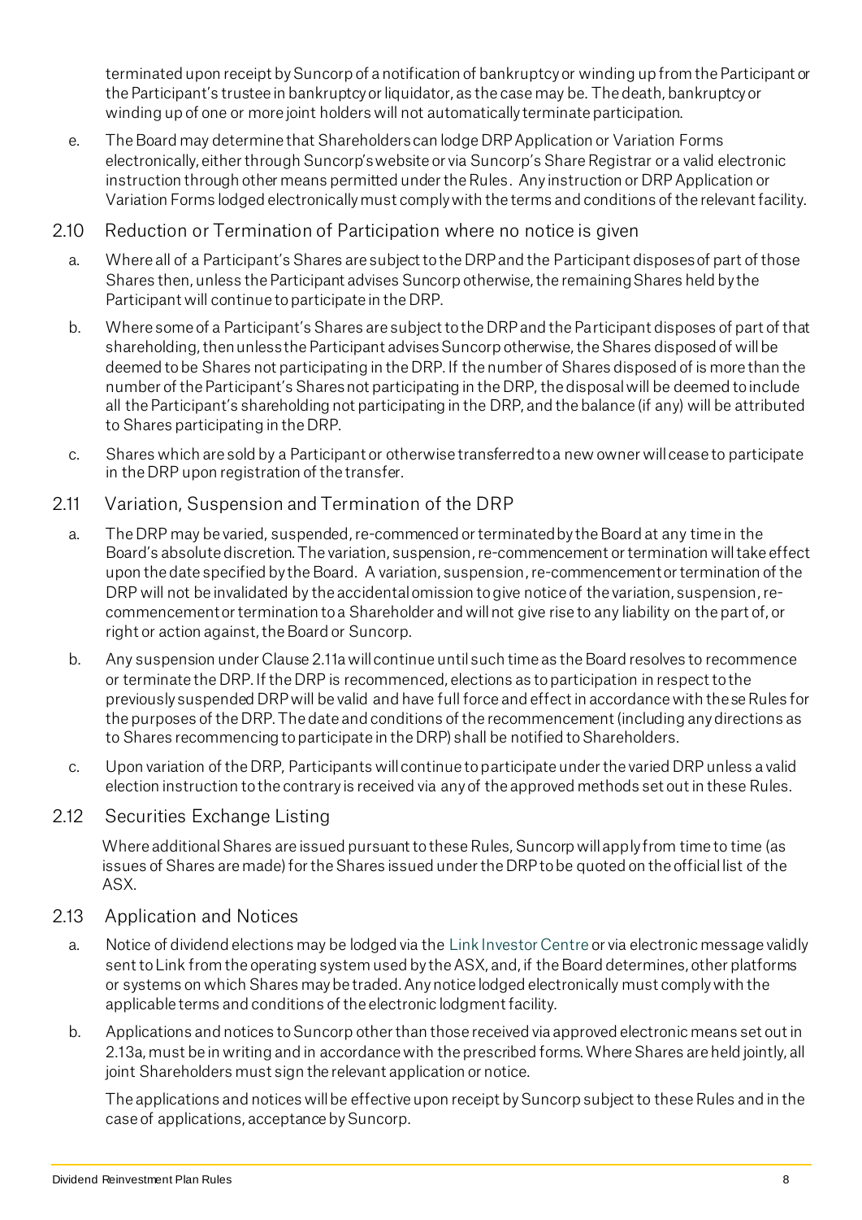terminated upon receipt by Suncorp of a notification of bankruptcy or winding up from the Participant or the Participant's trustee in bankruptcy or liquidator, as the case may be. The death, bankruptcy or winding up of one or more joint holders will not automatically terminate participation.

e. The Board may determine that Shareholders can lodge DRP Application or Variation Forms electronically, either through Suncorp's website or via Suncorp's Share Registrar or a valid electronic instruction through other means permitted under the Rules. Any instruction or DRP Application or Variation Forms lodged electronically must comply with the terms and conditions of the relevant facility.

## 2.10 Reduction or Termination of Participation where no notice is given

a. Where all of a Participant's Shares are subject to the DRP and the Participant disposes of part of those Shares then, unless the Participant advises Suncorp otherwise, the remaining Shares held by the Participant will continue to participate in the DRP.

b. Where some of a Participant's Shares are subject to the DRP and the Participant disposes of part of that shareholding, then unless the Participant advises Suncorp otherwise, the Shares disposed of will be deemed to be Shares not participating in the DRP. If the number of Shares disposed of is more than the number of the Participant's Shares not participating in the DRP, the disposal will be deemed to include all the Participant's shareholding not participating in the DRP, and the balance (if any) will be attributed to Shares participating in the DRP.

c. Shares which are sold by a Participant or otherwise transferred to a new owner will cease to participate in the DRP upon registration of the transfer.

## 2.11 Variation, Suspension and Termination of the DRP

a. The DRP may be varied, suspended, re-commenced or terminated by the Board at any time in the Board's absolute discretion. The variation, suspension, re-commencement or termination will take effect upon the date specified by the Board. A variation, suspension, re-commencement or termination of the DRP will not be invalidated by the accidental omission to give notice of the variation, suspension, re-commencement or termination to a Shareholder and will not give rise to any liability on the part of, or right or action against, the Board or Suncorp.

b. Any suspension under Clause 2.11a will continue until such time as the Board resolves to recommence or terminate the DRP. If the DRP is recommenced, elections as to participation in respect to the previously suspended DRP will be valid and have full force and effect in accordance with these Rules for the purposes of the DRP. The date and conditions of the recommencement (including any directions as to Shares recommencing to participate in the DRP) shall be notified to Shareholders.

c. Upon variation of the DRP, Participants will continue to participate under the varied DRP unless a valid election instruction to the contrary is received via any of the approved methods set out in these Rules.

## 2.12 Securities Exchange Listing

Where additional Shares are issued pursuant to these Rules, Suncorp will apply from time to time (as issues of Shares are made) for the Shares issued under the DRP to be quoted on the official list of the ASX.

## 2.13 Application and Notices

a. Notice of dividend elections may be lodged via the Link Investor Centre or via electronic message validly sent to Link from the operating system used by the ASX, and, if the Board determines, other platforms or systems on which Shares may be traded. Any notice lodged electronically must comply with the applicable terms and conditions of the electronic lodgment facility.

b. Applications and notices to Suncorp other than those received via approved electronic means set out in 2.13a, must be in writing and in accordance with the prescribed forms. Where Shares are held jointly, all joint Shareholders must sign the relevant application or notice.

The applications and notices will be effective upon receipt by Suncorp subject to these Rules and in the case of applications, acceptance by Suncorp.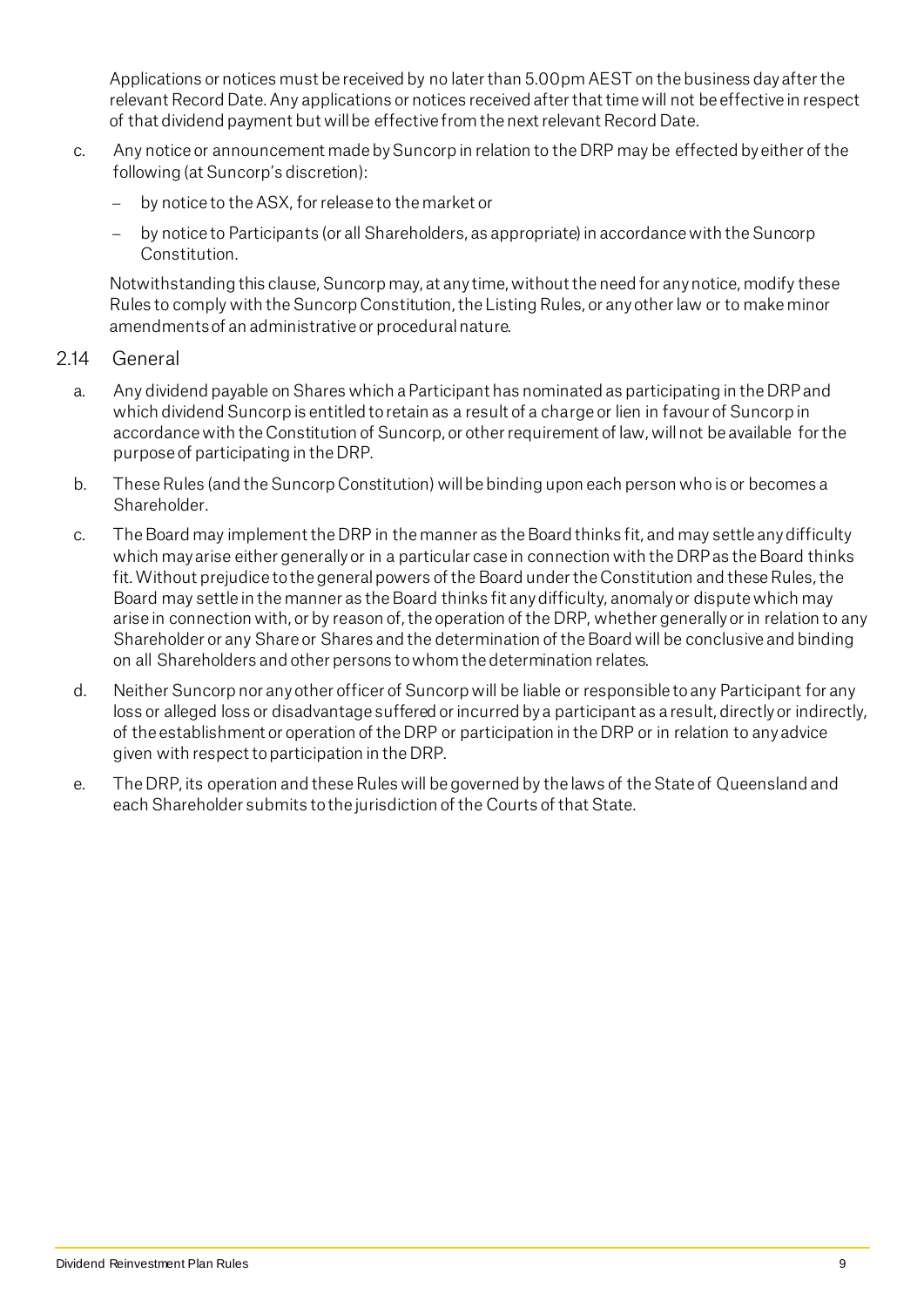Applications or notices must be received by no later than 5.00pm AEST on the business day after the relevant Record Date. Any applications or notices received after that time will not be effective in respect of that dividend payment but will be effective from the next relevant Record Date.

c. Any notice or announcement made by Suncorp in relation to the DRP may be effected by either of the following (at Suncorp's discretion):

   – by notice to the ASX, for release to the market or

   – by notice to Participants (or all Shareholders, as appropriate) in accordance with the Suncorp Constitution.

Notwithstanding this clause, Suncorp may, at any time, without the need for any notice, modify these Rules to comply with the Suncorp Constitution, the Listing Rules, or any other law or to make minor amendments of an administrative or procedural nature.

## 2.14 General

a. Any dividend payable on Shares which a Participant has nominated as participating in the DRP and which dividend Suncorp is entitled to retain as a result of a charge or lien in favour of Suncorp in accordance with the Constitution of Suncorp, or other requirement of law, will not be available for the purpose of participating in the DRP.

b. These Rules (and the Suncorp Constitution) will be binding upon each person who is or becomes a Shareholder.

c. The Board may implement the DRP in the manner as the Board thinks fit, and may settle any difficulty which may arise either generally or in a particular case in connection with the DRP as the Board thinks fit. Without prejudice to the general powers of the Board under the Constitution and these Rules, the Board may settle in the manner as the Board thinks fit any difficulty, anomaly or dispute which may arise in connection with, or by reason of, the operation of the DRP, whether generally or in relation to any Shareholder or any Share or Shares and the determination of the Board will be conclusive and binding on all Shareholders and other persons to whom the determination relates.

d. Neither Suncorp nor any other officer of Suncorp will be liable or responsible to any Participant for any loss or alleged loss or disadvantage suffered or incurred by a participant as a result, directly or indirectly, of the establishment or operation of the DRP or participation in the DRP or in relation to any advice given with respect to participation in the DRP.

e. The DRP, its operation and these Rules will be governed by the laws of the State of Queensland and each Shareholder submits to the jurisdiction of the Courts of that State.